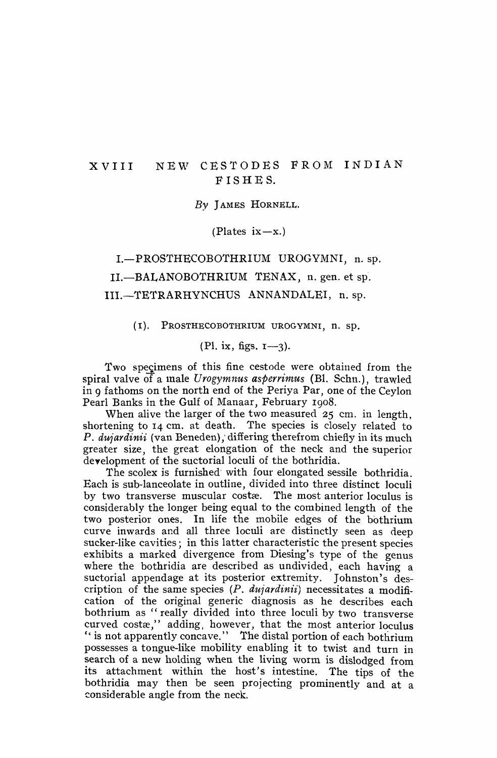# XVIII NEW CESTODES FROM INDIAN FISHES.

*By* JAMES HORNELL.

(Plates ix—x.)

## I.—PROSTHECOBOTHRIUM UROGYMNI, n. sp.

## II.—BALANOBOTHRIUM TENAX, n. gen. et sp.

## III.—TETRARHYNCHUS ANNANDALEI, n. sp.

### (1). PROSTHECOBOTHRIUM UROGYMNI, n. sp.

(Pl. ix, figs. 1—3).

Two specimens of this fine cestode were obtained from the spiral valve of a male *Urogymnus asperrimus* (Bl. Schn.), trawled in 9 fathoms on the north end of the Periya Par, one of the Ceylon Pearl Banks in the Gulf of Manaar, February 1908.

When alive the larger of the two measured 25 cm. in length, shortening to 14 cm. at death. The species is closely related to *P. dujardinii* (van Beneden), differing therefrom chiefly in its much greater size, the great elongation of the neck and the superior development of the suctorial loculi of the bothridia.

The scolex is furnished with four elongated sessile bothridia. Each is sub-lanceolate in outline, divided into three distinct loculi by two transverse muscular costæ. The most anterior loculus is considerably the longer being equal to the combined length of the two posterior ones. In life the mobile edges of the bothrium curve inwards and all three loculi are distinctly seen as deep sucker-like cavities; in this latter characteristic the present species exhibits a marked divergence from Diesing's type of the genus where the bothridia are described as undivided, each having a suctorial appendage at its posterior extremity. Johnston's description of the same species (*P. dujardinii*) necessitates a modification of the original generic diagnosis as he describes each bothrium as "really divided into three loculi by two transverse curved costæ," adding, however, that the most anterior loculus "is not apparently concave." The distal portion of each bothrium possesses a tongue-like mobility enabling it to twist and turn in search of a new holding when the living worm is dislodged from its attachment within the host's intestine. The tips of the bothridia may then be seen projecting prominently and at a considerable angle from the neck.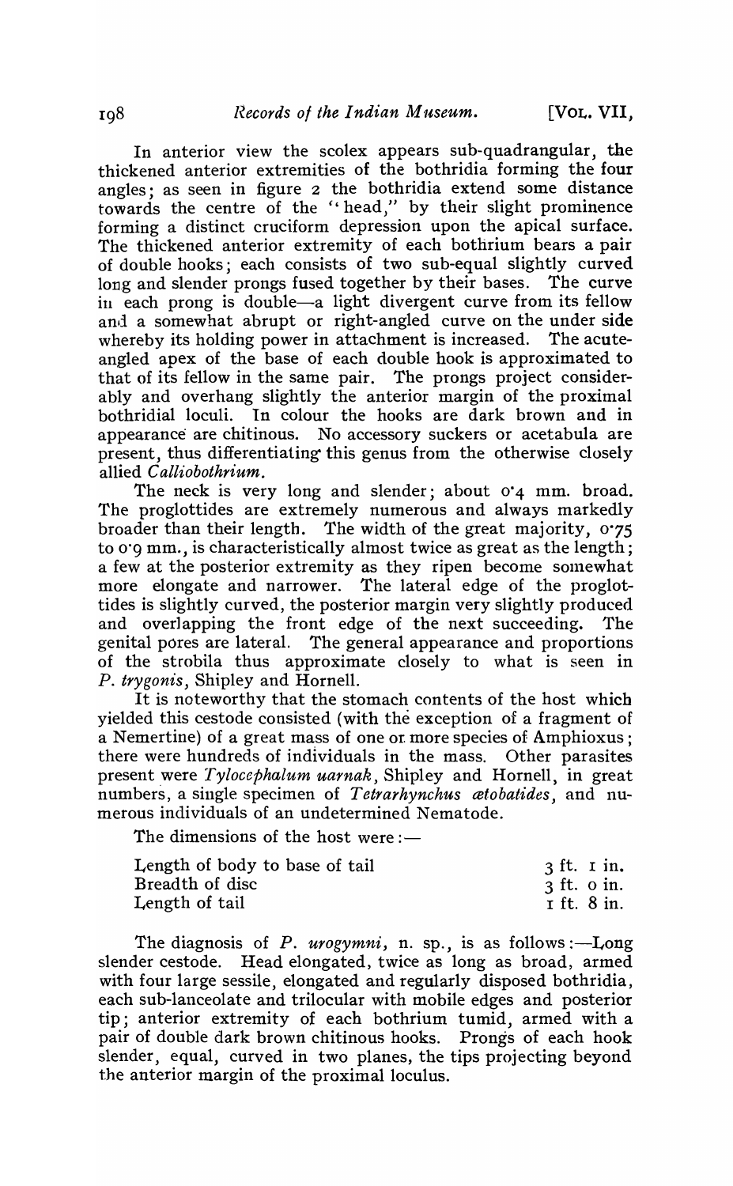In anterior view the scolex appears sub-quadrangular, the thickened anterior extremities of the bothridia forming the four angles; as seen in figure 2 the bothridia extend some distance towards the centre of the "head," by their slight prominence forming a distinct cruciform depression upon the apical surface. The thickened anterior extremity of each bothrium bears a pair of double hooks; each consists of two sub-equal slightly curved long and slender prongs fused together by their bases. The curve in each prong is double—a light divergent curve from its fellow and a somewhat abrupt or right-angled curve on the under side whereby its holding power in attachment is increased. The acute-angled apex of the base of each double hook is approximated to that of its fellow in the same pair. The prongs project considerably and overhang slightly the anterior margin of the proximal bothridial loculi. In colour the hooks are dark brown and in appearance are chitinous. No accessory suckers or acetabula are present, thus differentiating this genus from the otherwise closely allied *Calliobothrium*.

The neck is very long and slender; about 0·4 mm. broad. The proglottides are extremely numerous and always markedly broader than their length. The width of the great majority, 0·75 to 0·9 mm., is characteristically almost twice as great as the length; a few at the posterior extremity as they ripen become somewhat more elongate and narrower. The lateral edge of the proglottides is slightly curved, the posterior margin very slightly produced and overlapping the front edge of the next succeeding. The genital pores are lateral. The general appearance and proportions of the strobila thus approximate closely to what is seen in *P. trygonis*, Shipley and Hornell.

It is noteworthy that the stomach contents of the host which yielded this cestode consisted (with the exception of a fragment of a Nemertine) of a great mass of one or more species of Amphioxus; there were hundreds of individuals in the mass. Other parasites present were *Tylocephalum uarnak*, Shipley and Hornell, in great numbers, a single specimen of *Tetrarhynchus ætobatides*, and numerous individuals of an undetermined Nematode.

The dimensions of the host were:—

| | |
|---|---|
| Length of body to base of tail | 3 ft. 1 in. |
| Breadth of disc | 3 ft. 0 in. |
| Length of tail | 1 ft. 8 in. |

The diagnosis of *P. urogymni*, n. sp., is as follows:—Long slender cestode. Head elongated, twice as long as broad, armed with four large sessile, elongated and regularly disposed bothridia, each sub-lanceolate and trilocular with mobile edges and posterior tip; anterior extremity of each bothrium tumid, armed with a pair of double dark brown chitinous hooks. Prongs of each hook slender, equal, curved in two planes, the tips projecting beyond the anterior margin of the proximal loculus.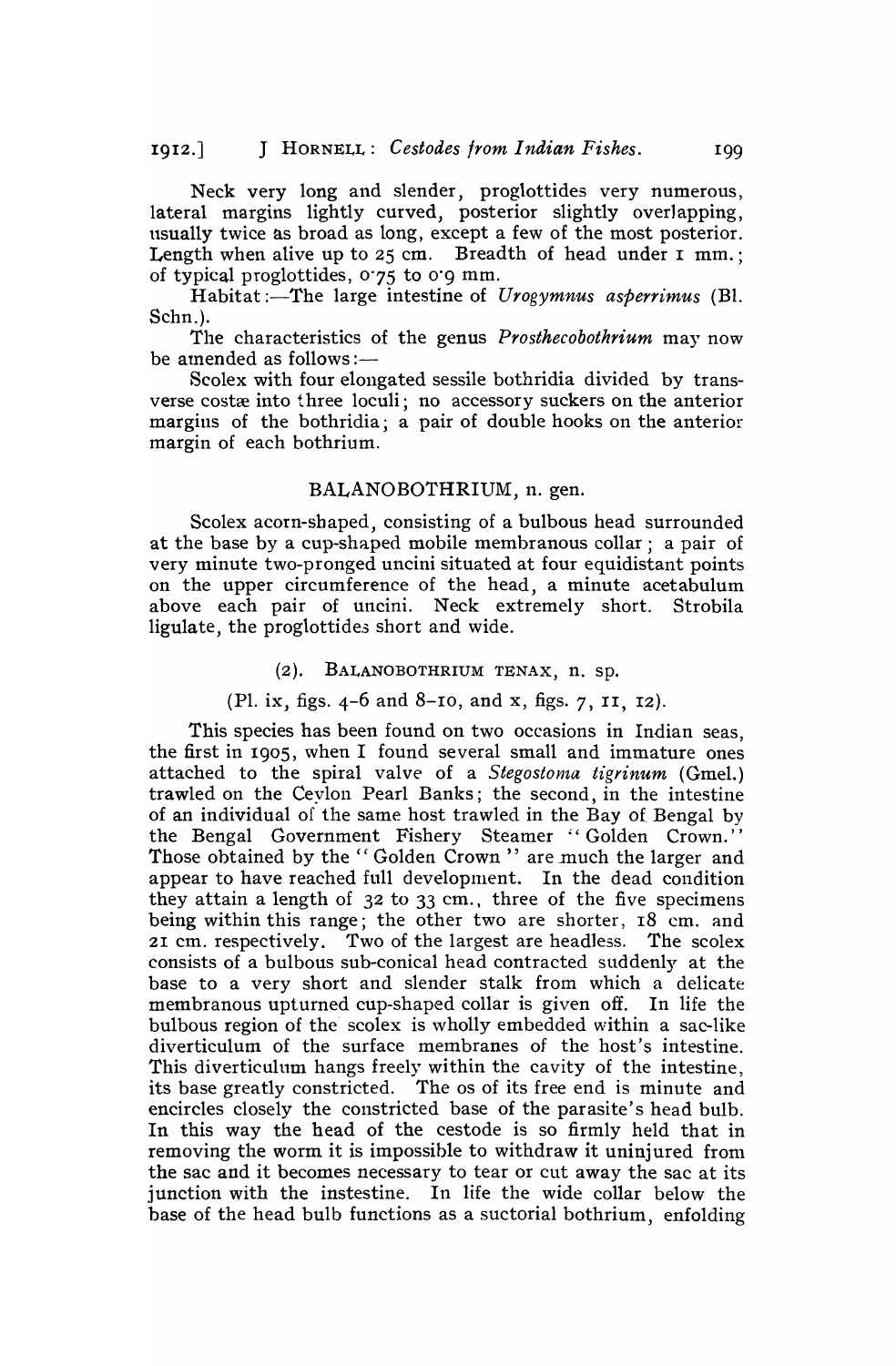Neck very long and slender, proglottides very numerous, lateral margins lightly curved, posterior slightly overlapping, usually twice as broad as long, except a few of the most posterior. Length when alive up to 25 cm. Breadth of head under 1 mm.; of typical proglottides, 0·75 to 0·9 mm.

Habitat:—The large intestine of *Urogymnus asperrimus* (Bl. Schn.).

The characteristics of the genus *Prosthecobothrium* may now be amended as follows:—

Scolex with four elongated sessile bothridia divided by transverse costæ into three loculi; no accessory suckers on the anterior margins of the bothridia; a pair of double hooks on the anterior margin of each bothrium.

## BALANOBOTHRIUM, n. gen.

Scolex acorn-shaped, consisting of a bulbous head surrounded at the base by a cup-shaped mobile membranous collar; a pair of very minute two-pronged uncini situated at four equidistant points on the upper circumference of the head, a minute acetabulum above each pair of uncini. Neck extremely short. Strobila ligulate, the proglottides short and wide.

### (2). BALANOBOTHRIUM TENAX, n. sp.

(Pl. ix, figs. 4–6 and 8–10, and x, figs. 7, 11, 12).

This species has been found on two occasions in Indian seas, the first in 1905, when I found several small and immature ones attached to the spiral valve of a *Stegostoma tigrinum* (Gmel.) trawled on the Ceylon Pearl Banks; the second, in the intestine of an individual of the same host trawled in the Bay of Bengal by the Bengal Government Fishery Steamer "Golden Crown." Those obtained by the "Golden Crown" are much the larger and appear to have reached full development. In the dead condition they attain a length of 32 to 33 cm., three of the five specimens being within this range; the other two are shorter, 18 cm. and 21 cm. respectively. Two of the largest are headless. The scolex consists of a bulbous sub-conical head contracted suddenly at the base to a very short and slender stalk from which a delicate membranous upturned cup-shaped collar is given off. In life the bulbous region of the scolex is wholly embedded within a sac-like diverticulum of the surface membranes of the host's intestine. This diverticulum hangs freely within the cavity of the intestine, its base greatly constricted. The os of its free end is minute and encircles closely the constricted base of the parasite's head bulb. In this way the head of the cestode is so firmly held that in removing the worm it is impossible to withdraw it uninjured from the sac and it becomes necessary to tear or cut away the sac at its junction with the instestine. In life the wide collar below the base of the head bulb functions as a suctorial bothrium, enfolding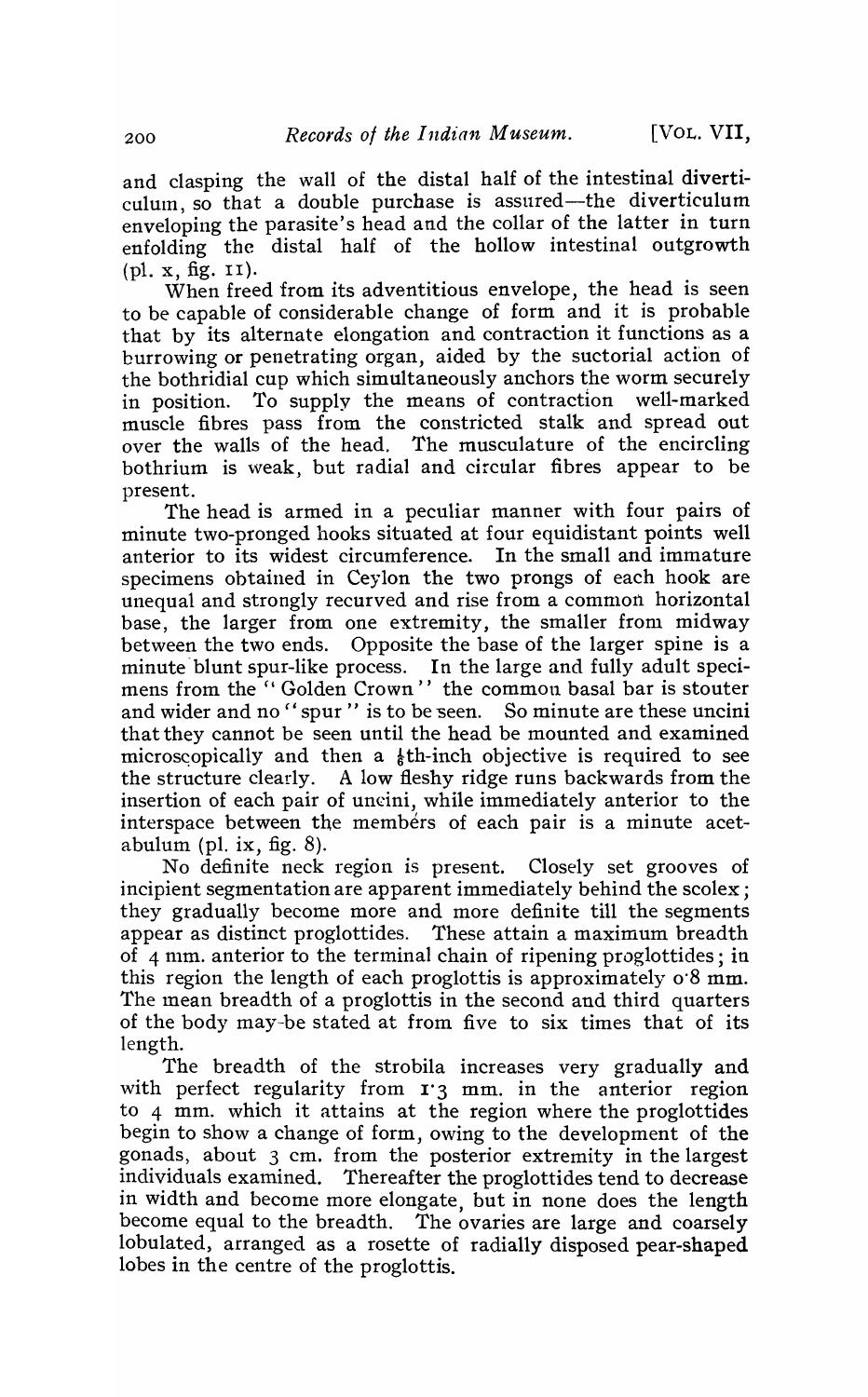and clasping the wall of the distal half of the intestinal diverticulum, so that a double purchase is assured—the diverticulum enveloping the parasite's head and the collar of the latter in turn enfolding the distal half of the hollow intestinal outgrowth (pl. x, fig. 11).

When freed from its adventitious envelope, the head is seen to be capable of considerable change of form and it is probable that by its alternate elongation and contraction it functions as a burrowing or penetrating organ, aided by the suctorial action of the bothridial cup which simultaneously anchors the worm securely in position. To supply the means of contraction well-marked muscle fibres pass from the constricted stalk and spread out over the walls of the head. The musculature of the encircling bothrium is weak, but radial and circular fibres appear to be present.

The head is armed in a peculiar manner with four pairs of minute two-pronged hooks situated at four equidistant points well anterior to its widest circumference. In the small and immature specimens obtained in Ceylon the two prongs of each hook are unequal and strongly recurved and rise from a common horizontal base, the larger from one extremity, the smaller from midway between the two ends. Opposite the base of the larger spine is a minute blunt spur-like process. In the large and fully adult specimens from the "Golden Crown" the common basal bar is stouter and wider and no "spur" is to be seen. So minute are these uncini that they cannot be seen until the head be mounted and examined microscopically and then a $\frac{1}{8}$th-inch objective is required to see the structure clearly. A low fleshy ridge runs backwards from the insertion of each pair of uncini, while immediately anterior to the interspace between the members of each pair is a minute acetabulum (pl. ix, fig. 8).

No definite neck region is present. Closely set grooves of incipient segmentation are apparent immediately behind the scolex; they gradually become more and more definite till the segments appear as distinct proglottides. These attain a maximum breadth of 4 mm. anterior to the terminal chain of ripening proglottides; in this region the length of each proglottis is approximately 0·8 mm. The mean breadth of a proglottis in the second and third quarters of the body may be stated at from five to six times that of its length.

The breadth of the strobila increases very gradually and with perfect regularity from 1·3 mm. in the anterior region to 4 mm. which it attains at the region where the proglottides begin to show a change of form, owing to the development of the gonads, about 3 cm. from the posterior extremity in the largest individuals examined. Thereafter the proglottides tend to decrease in width and become more elongate, but in none does the length become equal to the breadth. The ovaries are large and coarsely lobulated, arranged as a rosette of radially disposed pear-shaped lobes in the centre of the proglottis.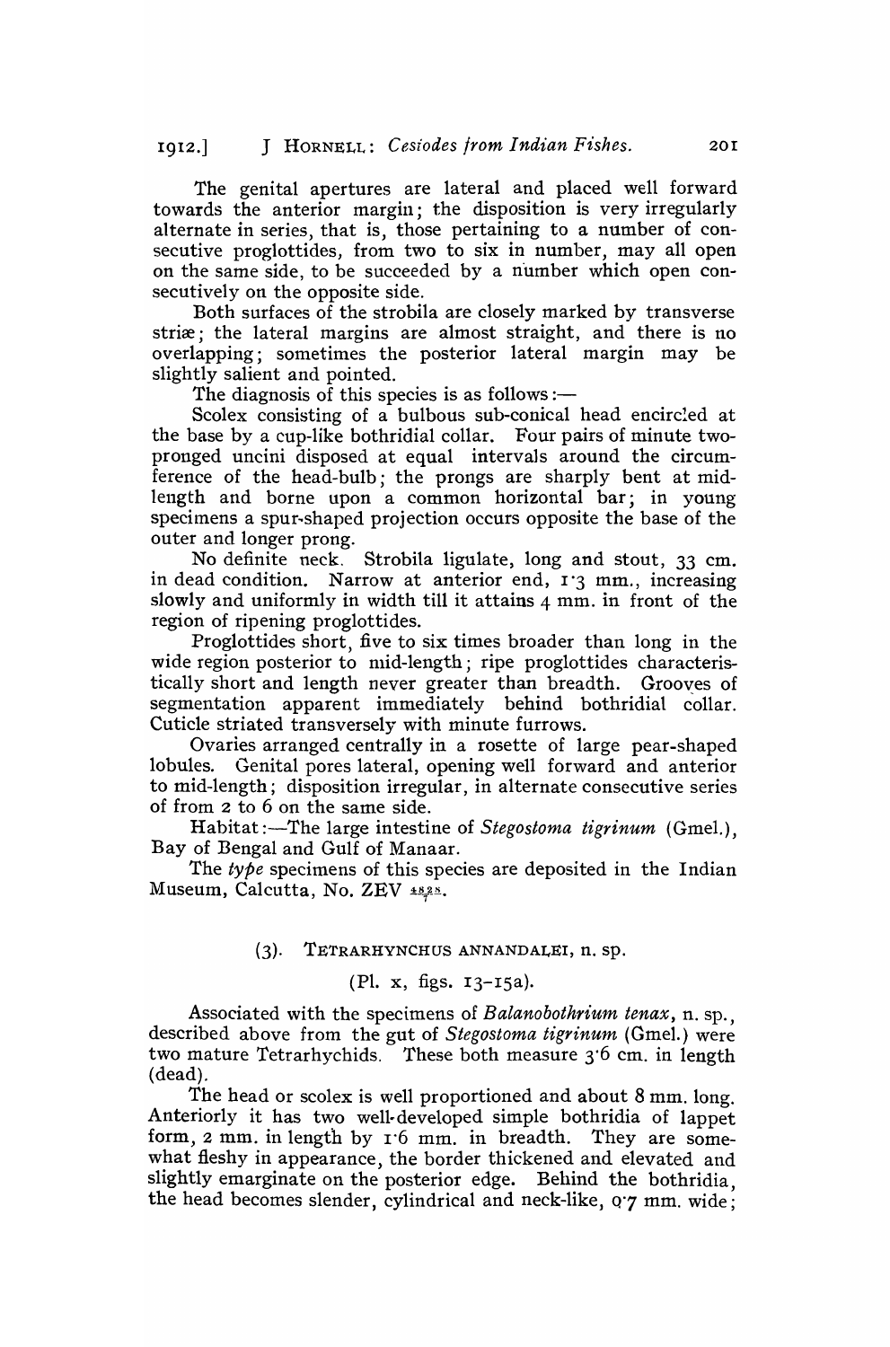The genital apertures are lateral and placed well forward towards the anterior margin; the disposition is very irregularly alternate in series, that is, those pertaining to a number of consecutive proglottides, from two to six in number, may all open on the same side, to be succeeded by a number which open consecutively on the opposite side.

Both surfaces of the strobila are closely marked by transverse striæ; the lateral margins are almost straight, and there is no overlapping; sometimes the posterior lateral margin may be slightly salient and pointed.

The diagnosis of this species is as follows:—

Scolex consisting of a bulbous sub-conical head encircled at the base by a cup-like bothridial collar. Four pairs of minute two-pronged uncini disposed at equal intervals around the circumference of the head-bulb; the prongs are sharply bent at mid-length and borne upon a common horizontal bar; in young specimens a spur-shaped projection occurs opposite the base of the outer and longer prong.

No definite neck. Strobila ligulate, long and stout, 33 cm. in dead condition. Narrow at anterior end, 1·3 mm., increasing slowly and uniformly in width till it attains 4 mm. in front of the region of ripening proglottides.

Proglottides short, five to six times broader than long in the wide region posterior to mid-length; ripe proglottides characteristically short and length never greater than breadth. Grooves of segmentation apparent immediately behind bothridial collar. Cuticle striated transversely with minute furrows.

Ovaries arranged centrally in a rosette of large pear-shaped lobules. Genital pores lateral, opening well forward and anterior to mid-length; disposition irregular, in alternate consecutive series of from 2 to 6 on the same side.

Habitat:—The large intestine of *Stegostoma tigrinum* (Gmel.), Bay of Bengal and Gulf of Manaar.

The *type* specimens of this species are deposited in the Indian Museum, Calcutta, No. ZEV $\frac{4828}{7}$.

### (3). TETRARHYNCHUS ANNANDALEI, n. sp.

(Pl. x, figs. 13–15a).

Associated with the specimens of *Balanobothrium tenax*, n. sp., described above from the gut of *Stegostoma tigrinum* (Gmel.) were two mature Tetrarhychids. These both measure 3·6 cm. in length (dead).

The head or scolex is well proportioned and about 8 mm. long. Anteriorly it has two well-developed simple bothridia of lappet form, 2 mm. in length by 1·6 mm. in breadth. They are somewhat fleshy in appearance, the border thickened and elevated and slightly emarginate on the posterior edge. Behind the bothridia, the head becomes slender, cylindrical and neck-like, 0·7 mm. wide;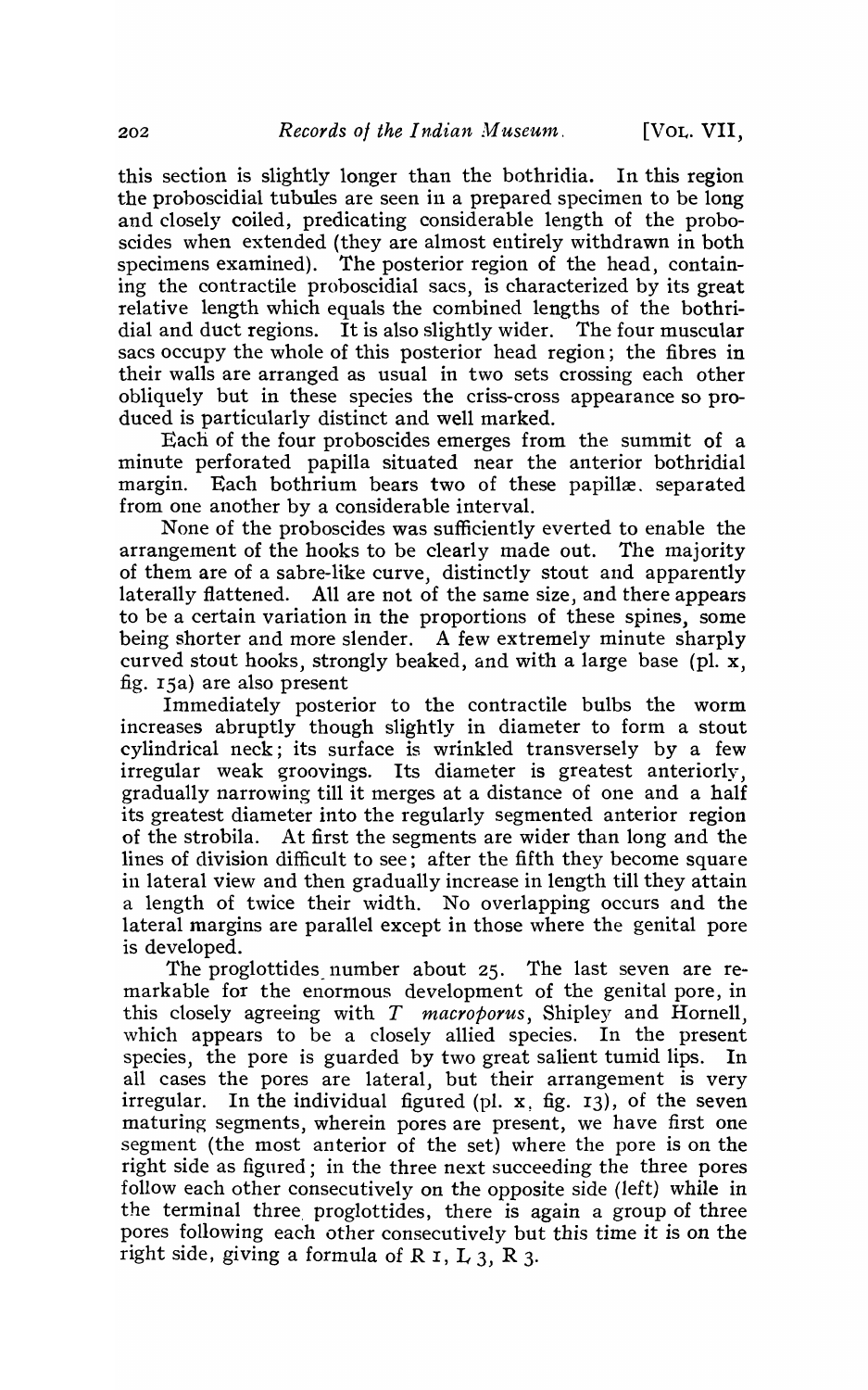this section is slightly longer than the bothridia. In this region the proboscidial tubules are seen in a prepared specimen to be long and closely coiled, predicating considerable length of the proboscides when extended (they are almost entirely withdrawn in both specimens examined). The posterior region of the head, containing the contractile proboscidial sacs, is characterized by its great relative length which equals the combined lengths of the bothridial and duct regions. It is also slightly wider. The four muscular sacs occupy the whole of this posterior head region; the fibres in their walls are arranged as usual in two sets crossing each other obliquely but in these species the criss-cross appearance so produced is particularly distinct and well marked.

Each of the four proboscides emerges from the summit of a minute perforated papilla situated near the anterior bothridial margin. Each bothrium bears two of these papillæ, separated from one another by a considerable interval.

None of the proboscides was sufficiently everted to enable the arrangement of the hooks to be clearly made out. The majority of them are of a sabre-like curve, distinctly stout and apparently laterally flattened. All are not of the same size, and there appears to be a certain variation in the proportions of these spines, some being shorter and more slender. A few extremely minute sharply curved stout hooks, strongly beaked, and with a large base (pl. x, fig. 15a) are also present

Immediately posterior to the contractile bulbs the worm increases abruptly though slightly in diameter to form a stout cylindrical neck; its surface is wrinkled transversely by a few irregular weak groovings. Its diameter is greatest anteriorly, gradually narrowing till it merges at a distance of one and a half its greatest diameter into the regularly segmented anterior region of the strobila. At first the segments are wider than long and the lines of division difficult to see; after the fifth they become square in lateral view and then gradually increase in length till they attain a length of twice their width. No overlapping occurs and the lateral margins are parallel except in those where the genital pore is developed.

The proglottides number about 25. The last seven are remarkable for the enormous development of the genital pore, in this closely agreeing with *T macroporus*, Shipley and Hornell, which appears to be a closely allied species. In the present species, the pore is guarded by two great salient tumid lips. In all cases the pores are lateral, but their arrangement is very irregular. In the individual figured (pl. x, fig. 13), of the seven maturing segments, wherein pores are present, we have first one segment (the most anterior of the set) where the pore is on the right side as figured; in the three next succeeding the three pores follow each other consecutively on the opposite side (left) while in the terminal three proglottides, there is again a group of three pores following each other consecutively but this time it is on the right side, giving a formula of R 1, L 3, R 3.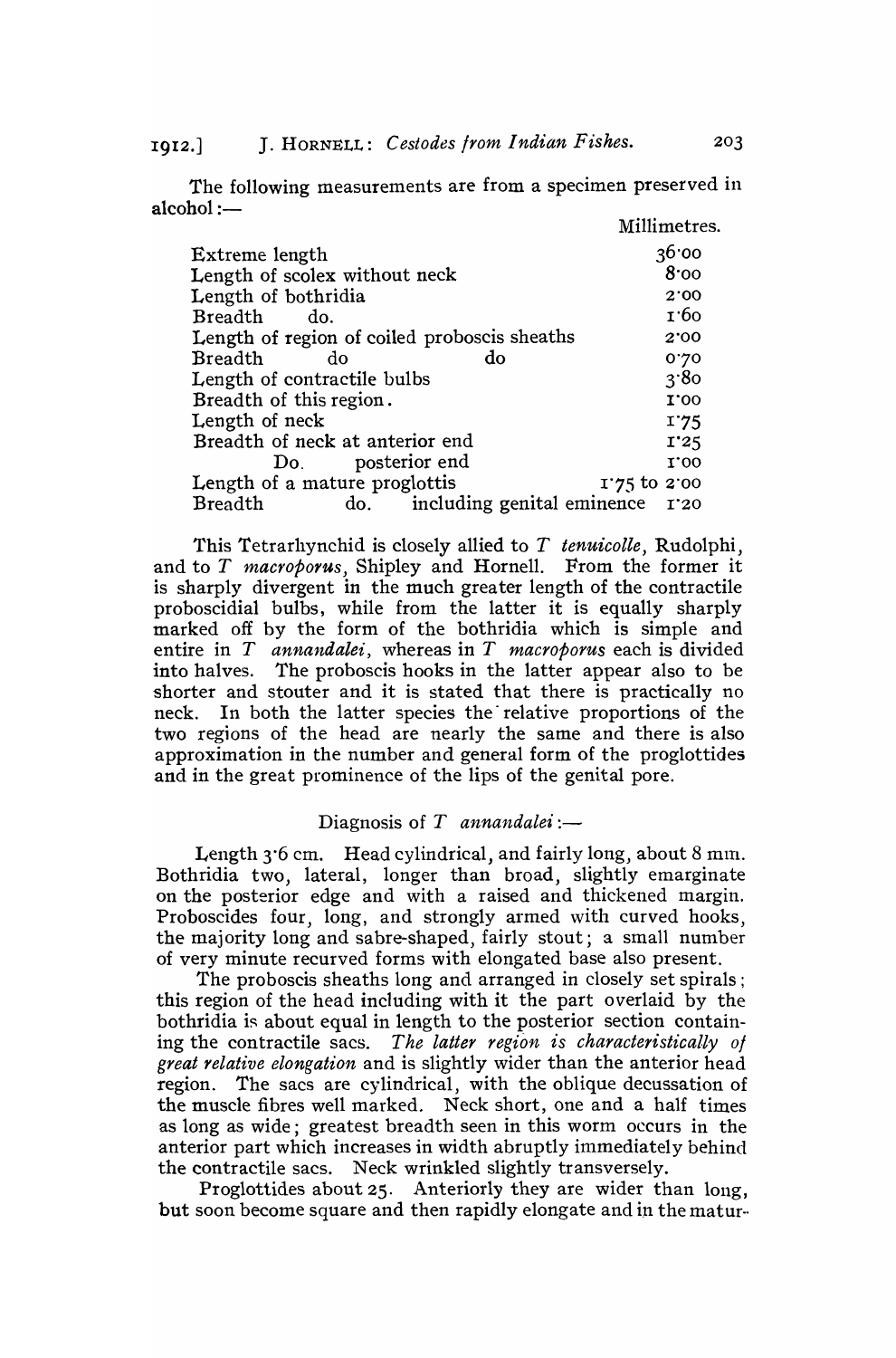The following measurements are from a specimen preserved in alcohol:—

| | Millimetres. |
|---|---|
| Extreme length | 36·00 |
| Length of scolex without neck | 8·00 |
| Length of bothridia | 2·00 |
| Breadth do. | 1·60 |
| Length of region of coiled proboscis sheaths | 2·00 |
| Breadth do do | 0·70 |
| Length of contractile bulbs | 3·80 |
| Breadth of this region. | 1·00 |
| Length of neck | 1·75 |
| Breadth of neck at anterior end | 1·25 |
| Do. posterior end | 1·00 |
| Length of a mature proglottis | 1·75 to 2·00 |
| Breadth do. including genital eminence | 1·20 |

This Tetrarhynchid is closely allied to *T tenuicolle*, Rudolphi, and to *T macroporus*, Shipley and Hornell. From the former it is sharply divergent in the much greater length of the contractile proboscidial bulbs, while from the latter it is equally sharply marked off by the form of the bothridia which is simple and entire in *T annandalei*, whereas in *T macroporus* each is divided into halves. The proboscis hooks in the latter appear also to be shorter and stouter and it is stated that there is practically no neck. In both the latter species the relative proportions of the two regions of the head are nearly the same and there is also approximation in the number and general form of the proglottides and in the great prominence of the lips of the genital pore.

Diagnosis of *T annandalei*:—

Length 3·6 cm. Head cylindrical, and fairly long, about 8 mm. Bothridia two, lateral, longer than broad, slightly emarginate on the posterior edge and with a raised and thickened margin. Proboscides four, long, and strongly armed with curved hooks, the majority long and sabre-shaped, fairly stout; a small number of very minute recurved forms with elongated base also present.

The proboscis sheaths long and arranged in closely set spirals; this region of the head including with it the part overlaid by the bothridia is about equal in length to the posterior section containing the contractile sacs. *The latter region is characteristically of great relative elongation* and is slightly wider than the anterior head region. The sacs are cylindrical, with the oblique decussation of the muscle fibres well marked. Neck short, one and a half times as long as wide; greatest breadth seen in this worm occurs in the anterior part which increases in width abruptly immediately behind the contractile sacs. Neck wrinkled slightly transversely.

Proglottides about 25. Anteriorly they are wider than long, but soon become square and then rapidly elongate and in the matur-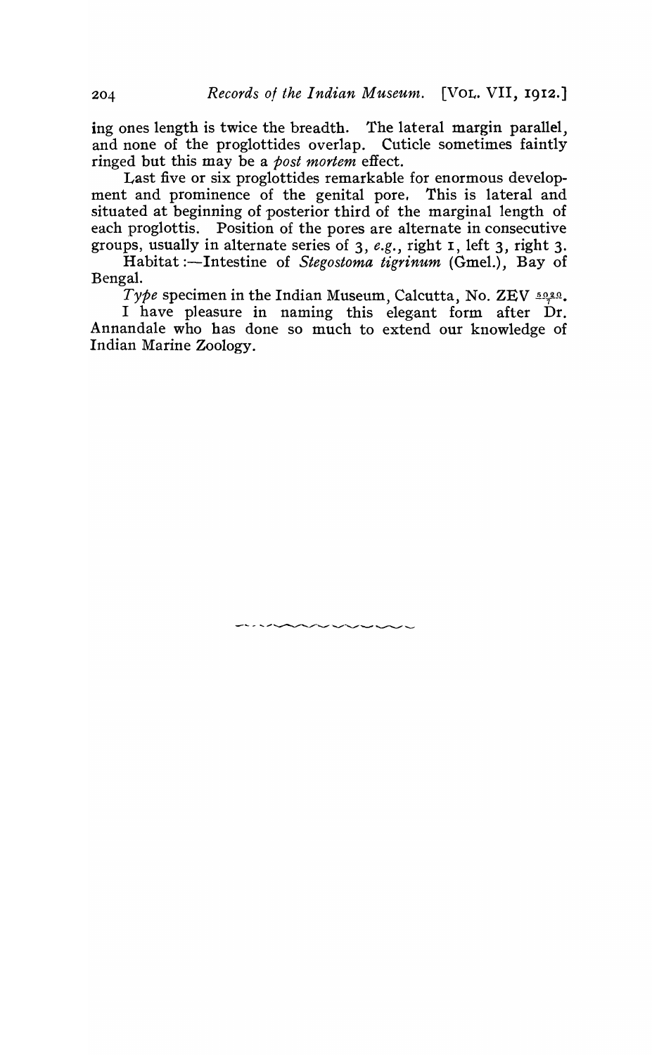ing ones length is twice the breadth. The lateral margin parallel, and none of the proglottides overlap. Cuticle sometimes faintly ringed but this may be a *post mortem* effect.

Last five or six proglottides remarkable for enormous development and prominence of the genital pore. This is lateral and situated at beginning of posterior third of the marginal length of each proglottis. Position of the pores are alternate in consecutive groups, usually in alternate series of 3, *e.g.*, right 1, left 3, right 3.

Habitat:—Intestine of *Stegostoma tigrinum* (Gmel.), Bay of Bengal.

*Type* specimen in the Indian Museum, Calcutta, No. ZEV $\frac{5020}{7}$.

I have pleasure in naming this elegant form after Dr. Annandale who has done so much to extend our knowledge of Indian Marine Zoology.